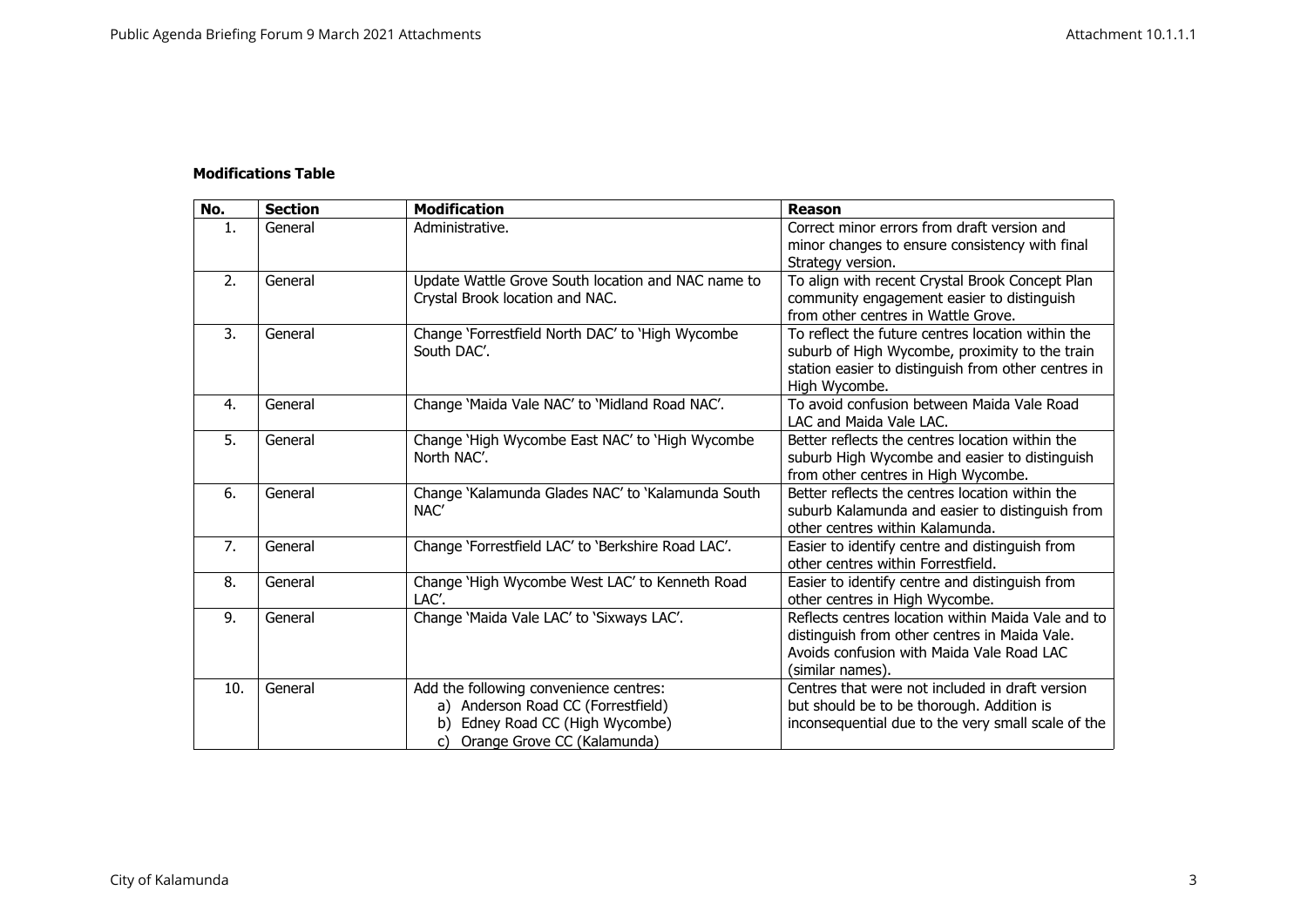**Modifications Table**

| No. | Section | Modification | Reason |
|---|---|---|---|
| 1. | General | Administrative. | Correct minor errors from draft version and minor changes to ensure consistency with final Strategy version. |
| 2. | General | Update Wattle Grove South location and NAC name to Crystal Brook location and NAC. | To align with recent Crystal Brook Concept Plan community engagement easier to distinguish from other centres in Wattle Grove. |
| 3. | General | Change 'Forrestfield North DAC' to 'High Wycombe South DAC'. | To reflect the future centres location within the suburb of High Wycombe, proximity to the train station easier to distinguish from other centres in High Wycombe. |
| 4. | General | Change 'Maida Vale NAC' to 'Midland Road NAC'. | To avoid confusion between Maida Vale Road LAC and Maida Vale LAC. |
| 5. | General | Change 'High Wycombe East NAC' to 'High Wycombe North NAC'. | Better reflects the centres location within the suburb High Wycombe and easier to distinguish from other centres in High Wycombe. |
| 6. | General | Change 'Kalamunda Glades NAC' to 'Kalamunda South NAC' | Better reflects the centres location within the suburb Kalamunda and easier to distinguish from other centres within Kalamunda. |
| 7. | General | Change 'Forrestfield LAC' to 'Berkshire Road LAC'. | Easier to identify centre and distinguish from other centres within Forrestfield. |
| 8. | General | Change 'High Wycombe West LAC' to Kenneth Road LAC'. | Easier to identify centre and distinguish from other centres in High Wycombe. |
| 9. | General | Change 'Maida Vale LAC' to 'Sixways LAC'. | Reflects centres location within Maida Vale and to distinguish from other centres in Maida Vale. Avoids confusion with Maida Vale Road LAC (similar names). |
| 10. | General | Add the following convenience centres:<br>a) Anderson Road CC (Forrestfield)<br>b) Edney Road CC (High Wycombe)<br>c) Orange Grove CC (Kalamunda) | Centres that were not included in draft version but should be to be thorough. Addition is inconsequential due to the very small scale of the |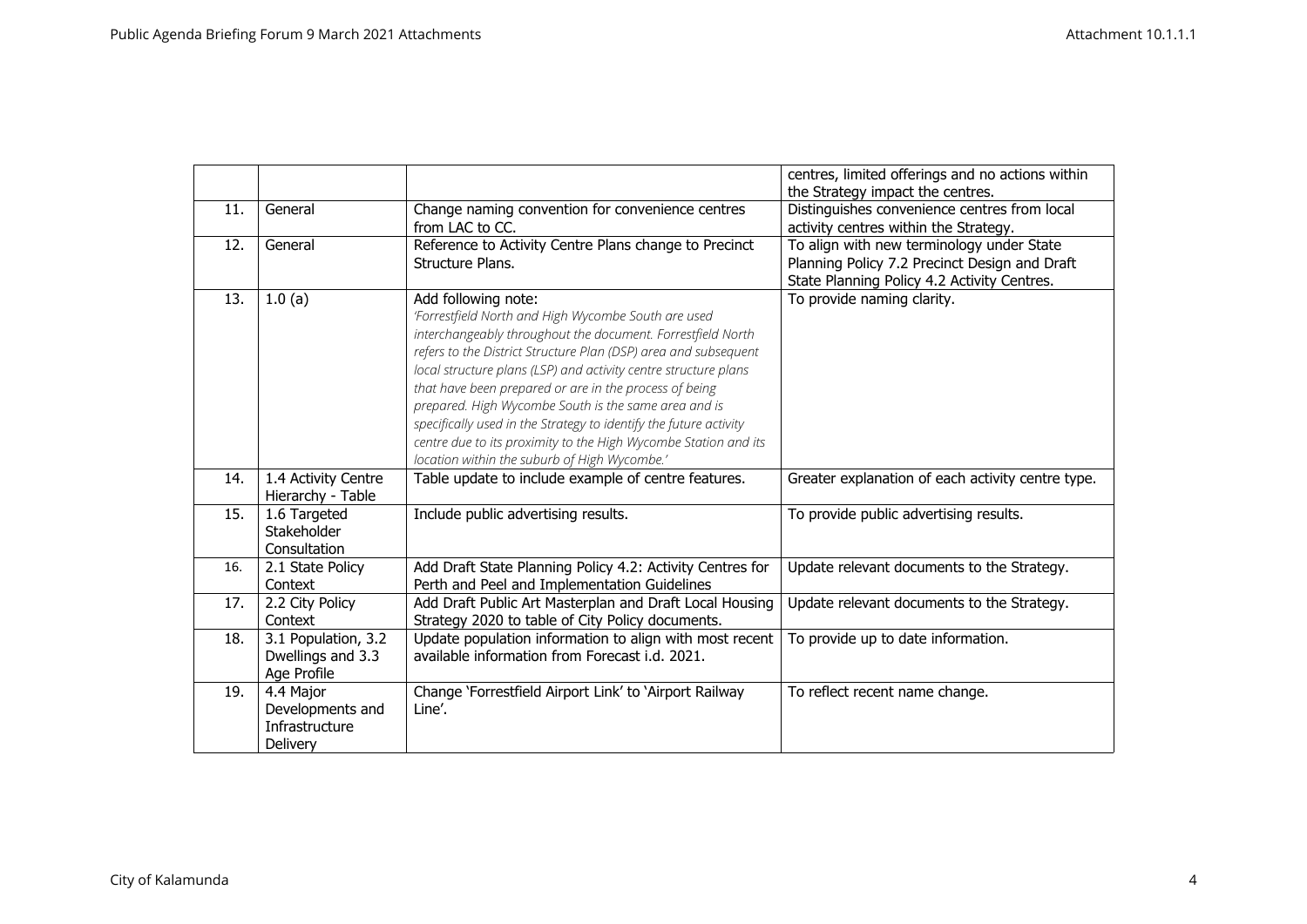| | | | |
|---|---|---|---|
| | | | centres, limited offerings and no actions within the Strategy impact the centres. |
| 11. | General | Change naming convention for convenience centres from LAC to CC. | Distinguishes convenience centres from local activity centres within the Strategy. |
| 12. | General | Reference to Activity Centre Plans change to Precinct Structure Plans. | To align with new terminology under State Planning Policy 7.2 Precinct Design and Draft State Planning Policy 4.2 Activity Centres. |
| 13. | 1.0 (a) | Add following note: *'Forrestfield North and High Wycombe South are used interchangeably throughout the document. Forrestfield North refers to the District Structure Plan (DSP) area and subsequent local structure plans (LSP) and activity centre structure plans that have been prepared or are in the process of being prepared. High Wycombe South is the same area and is specifically used in the Strategy to identify the future activity centre due to its proximity to the High Wycombe Station and its location within the suburb of High Wycombe.'* | To provide naming clarity. |
| 14. | 1.4 Activity Centre Hierarchy - Table | Table update to include example of centre features. | Greater explanation of each activity centre type. |
| 15. | 1.6 Targeted Stakeholder Consultation | Include public advertising results. | To provide public advertising results. |
| 16. | 2.1 State Policy Context | Add Draft State Planning Policy 4.2: Activity Centres for Perth and Peel and Implementation Guidelines | Update relevant documents to the Strategy. |
| 17. | 2.2 City Policy Context | Add Draft Public Art Masterplan and Draft Local Housing Strategy 2020 to table of City Policy documents. | Update relevant documents to the Strategy. |
| 18. | 3.1 Population, 3.2 Dwellings and 3.3 Age Profile | Update population information to align with most recent available information from Forecast i.d. 2021. | To provide up to date information. |
| 19. | 4.4 Major Developments and Infrastructure Delivery | Change 'Forrestfield Airport Link' to 'Airport Railway Line'. | To reflect recent name change. |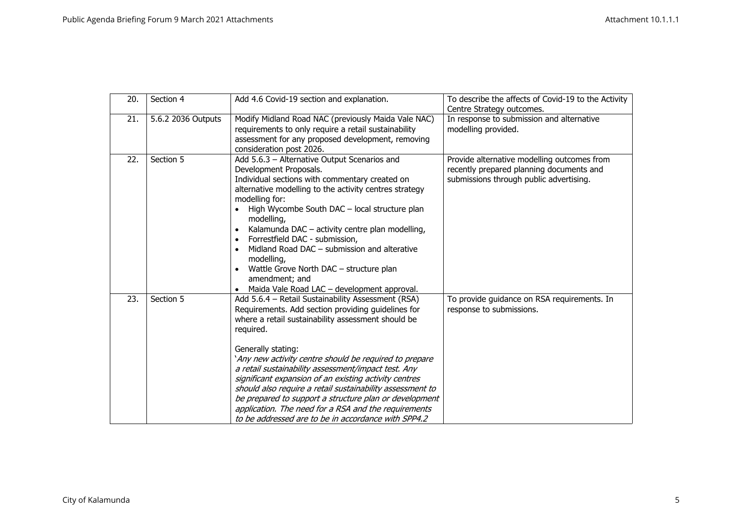| 20. | Section 4 | Add 4.6 Covid-19 section and explanation. | To describe the affects of Covid-19 to the Activity Centre Strategy outcomes. |
|---|---|---|---|
| 21. | 5.6.2 2036 Outputs | Modify Midland Road NAC (previously Maida Vale NAC) requirements to only require a retail sustainability assessment for any proposed development, removing consideration post 2026. | In response to submission and alternative modelling provided. |
| 22. | Section 5 | Add 5.6.3 – Alternative Output Scenarios and Development Proposals.<br>Individual sections with commentary created on alternative modelling to the activity centres strategy modelling for:<br>• High Wycombe South DAC – local structure plan modelling,<br>• Kalamunda DAC – activity centre plan modelling,<br>• Forrestfield DAC - submission,<br>• Midland Road DAC – submission and alterative modelling,<br>• Wattle Grove North DAC – structure plan amendment; and<br>• Maida Vale Road LAC – development approval. | Provide alternative modelling outcomes from recently prepared planning documents and submissions through public advertising. |
| 23. | Section 5 | Add 5.6.4 – Retail Sustainability Assessment (RSA) Requirements. Add section providing guidelines for where a retail sustainability assessment should be required.<br><br>Generally stating:<br>*'Any new activity centre should be required to prepare a retail sustainability assessment/impact test. Any significant expansion of an existing activity centres should also require a retail sustainability assessment to be prepared to support a structure plan or development application. The need for a RSA and the requirements to be addressed are to be in accordance with SPP4.2* | To provide guidance on RSA requirements. In response to submissions. |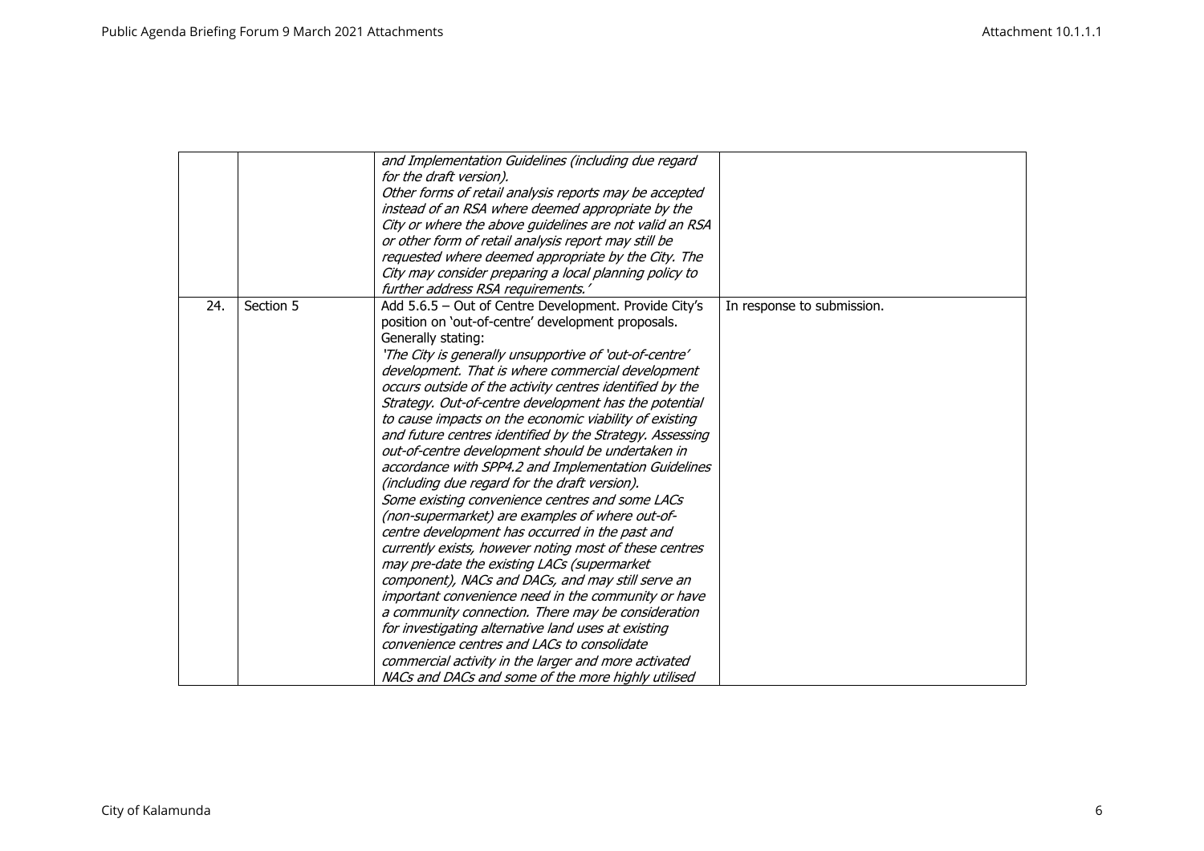|  |  |  |  |
|---|---|---|---|
|  |  | *and Implementation Guidelines (including due regard for the draft version).* *Other forms of retail analysis reports may be accepted instead of an RSA where deemed appropriate by the City or where the above guidelines are not valid an RSA or other form of retail analysis report may still be requested where deemed appropriate by the City. The City may consider preparing a local planning policy to further address RSA requirements.'* |  |
| 24. | Section 5 | Add 5.6.5 – Out of Centre Development. Provide City's position on 'out-of-centre' development proposals. Generally stating: *'The City is generally unsupportive of 'out-of-centre' development. That is where commercial development occurs outside of the activity centres identified by the Strategy. Out-of-centre development has the potential to cause impacts on the economic viability of existing and future centres identified by the Strategy. Assessing out-of-centre development should be undertaken in accordance with SPP4.2 and Implementation Guidelines (including due regard for the draft version).* *Some existing convenience centres and some LACs (non-supermarket) are examples of where out-of-centre development has occurred in the past and currently exists, however noting most of these centres may pre-date the existing LACs (supermarket component), NACs and DACs, and may still serve an important convenience need in the community or have a community connection. There may be consideration for investigating alternative land uses at existing convenience centres and LACs to consolidate commercial activity in the larger and more activated NACs and DACs and some of the more highly utilised* | In response to submission. |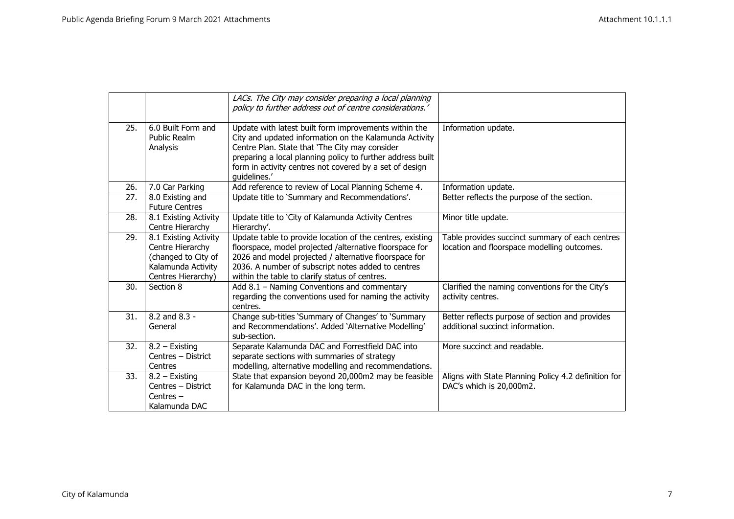| | | | |
|---|---|---|---|
| | | *LACs. The City may consider preparing a local planning policy to further address out of centre considerations.'* | |
| 25. | 6.0 Built Form and Public Realm Analysis | Update with latest built form improvements within the City and updated information on the Kalamunda Activity Centre Plan. State that 'The City may consider preparing a local planning policy to further address built form in activity centres not covered by a set of design guidelines.' | Information update. |
| 26. | 7.0 Car Parking | Add reference to review of Local Planning Scheme 4. | Information update. |
| 27. | 8.0 Existing and Future Centres | Update title to 'Summary and Recommendations'. | Better reflects the purpose of the section. |
| 28. | 8.1 Existing Activity Centre Hierarchy | Update title to 'City of Kalamunda Activity Centres Hierarchy'. | Minor title update. |
| 29. | 8.1 Existing Activity Centre Hierarchy (changed to City of Kalamunda Activity Centres Hierarchy) | Update table to provide location of the centres, existing floorspace, model projected /alternative floorspace for 2026 and model projected / alternative floorspace for 2036. A number of subscript notes added to centres within the table to clarify status of centres. | Table provides succinct summary of each centres location and floorspace modelling outcomes. |
| 30. | Section 8 | Add 8.1 – Naming Conventions and commentary regarding the conventions used for naming the activity centres. | Clarified the naming conventions for the City's activity centres. |
| 31. | 8.2 and 8.3 - General | Change sub-titles 'Summary of Changes' to 'Summary and Recommendations'. Added 'Alternative Modelling' sub-section. | Better reflects purpose of section and provides additional succinct information. |
| 32. | 8.2 – Existing Centres – District Centres | Separate Kalamunda DAC and Forrestfield DAC into separate sections with summaries of strategy modelling, alternative modelling and recommendations. | More succinct and readable. |
| 33. | 8.2 – Existing Centres – District Centres – Kalamunda DAC | State that expansion beyond 20,000m2 may be feasible for Kalamunda DAC in the long term. | Aligns with State Planning Policy 4.2 definition for DAC's which is 20,000m2. |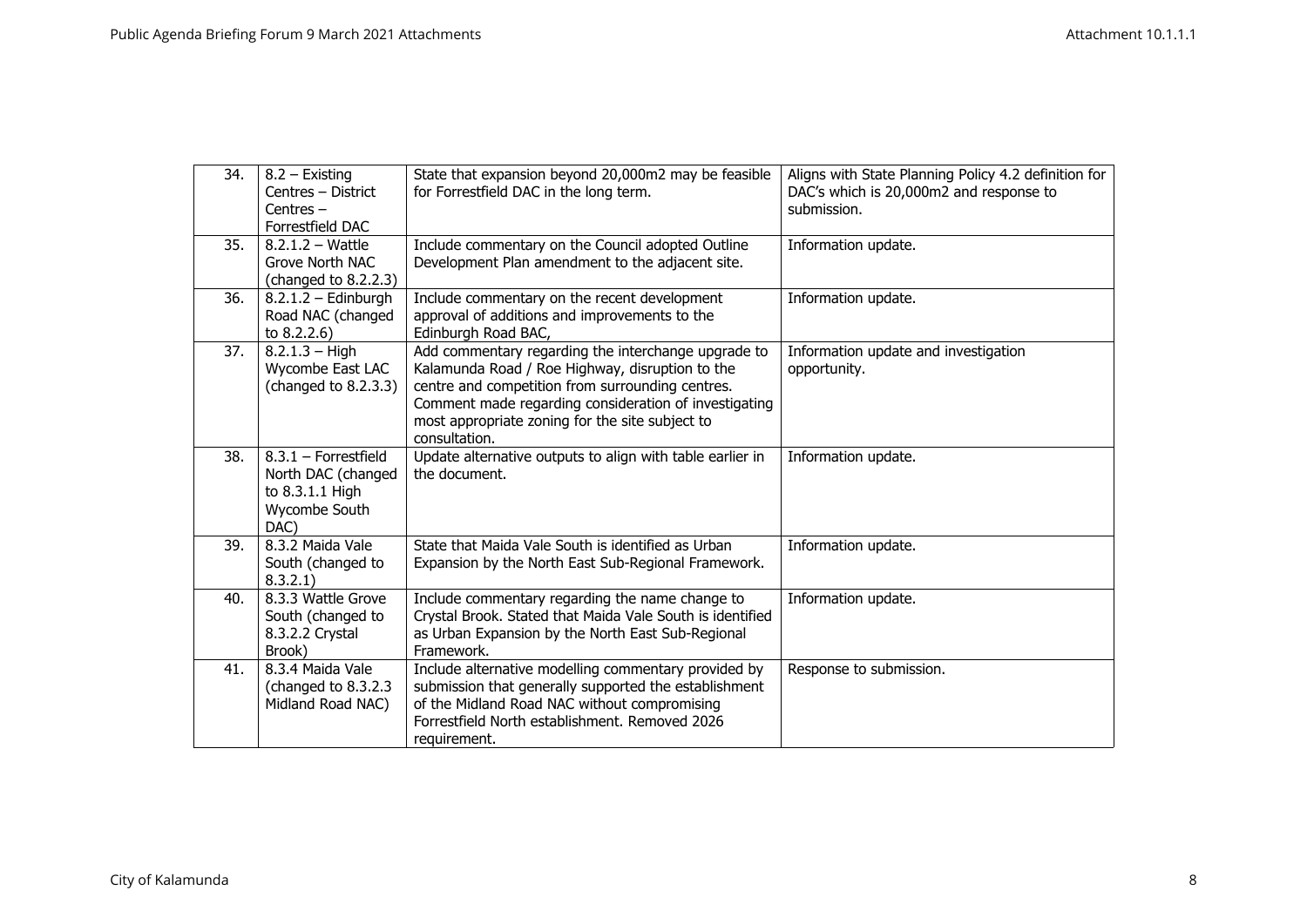| 34. | 8.2 – Existing Centres – District Centres – Forrestfield DAC | State that expansion beyond 20,000m2 may be feasible for Forrestfield DAC in the long term. | Aligns with State Planning Policy 4.2 definition for DAC's which is 20,000m2 and response to submission. |
|---|---|---|---|
| 35. | 8.2.1.2 – Wattle Grove North NAC (changed to 8.2.2.3) | Include commentary on the Council adopted Outline Development Plan amendment to the adjacent site. | Information update. |
| 36. | 8.2.1.2 – Edinburgh Road NAC (changed to 8.2.2.6) | Include commentary on the recent development approval of additions and improvements to the Edinburgh Road BAC, | Information update. |
| 37. | 8.2.1.3 – High Wycombe East LAC (changed to 8.2.3.3) | Add commentary regarding the interchange upgrade to Kalamunda Road / Roe Highway, disruption to the centre and competition from surrounding centres. Comment made regarding consideration of investigating most appropriate zoning for the site subject to consultation. | Information update and investigation opportunity. |
| 38. | 8.3.1 – Forrestfield North DAC (changed to 8.3.1.1 High Wycombe South DAC) | Update alternative outputs to align with table earlier in the document. | Information update. |
| 39. | 8.3.2 Maida Vale South (changed to 8.3.2.1) | State that Maida Vale South is identified as Urban Expansion by the North East Sub-Regional Framework. | Information update. |
| 40. | 8.3.3 Wattle Grove South (changed to 8.3.2.2 Crystal Brook) | Include commentary regarding the name change to Crystal Brook. Stated that Maida Vale South is identified as Urban Expansion by the North East Sub-Regional Framework. | Information update. |
| 41. | 8.3.4 Maida Vale (changed to 8.3.2.3 Midland Road NAC) | Include alternative modelling commentary provided by submission that generally supported the establishment of the Midland Road NAC without compromising Forrestfield North establishment. Removed 2026 requirement. | Response to submission. |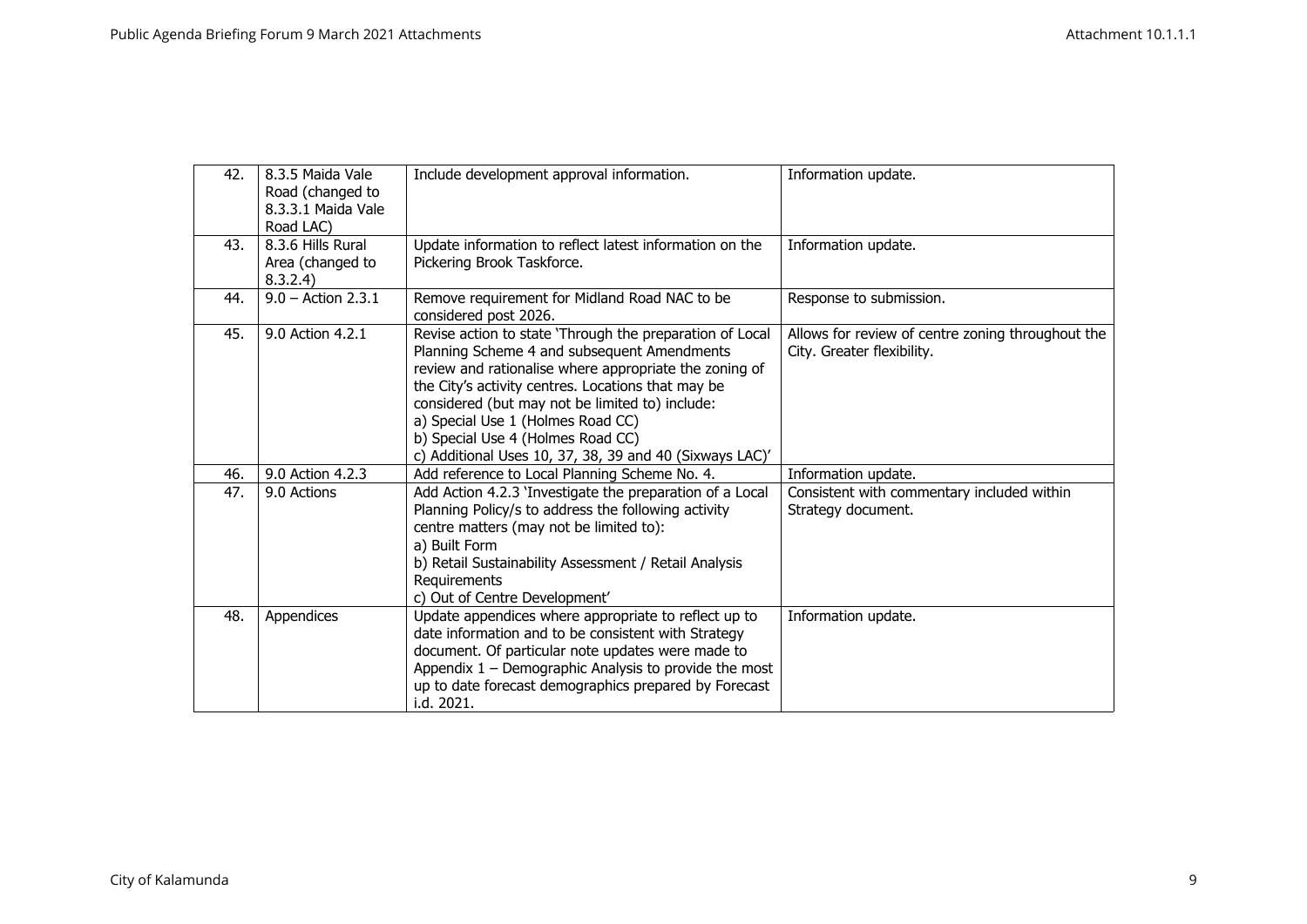| | | | |
|---|---|---|---|
| 42. | 8.3.5 Maida Vale Road (changed to 8.3.3.1 Maida Vale Road LAC) | Include development approval information. | Information update. |
| 43. | 8.3.6 Hills Rural Area (changed to 8.3.2.4) | Update information to reflect latest information on the Pickering Brook Taskforce. | Information update. |
| 44. | 9.0 – Action 2.3.1 | Remove requirement for Midland Road NAC to be considered post 2026. | Response to submission. |
| 45. | 9.0 Action 4.2.1 | Revise action to state 'Through the preparation of Local Planning Scheme 4 and subsequent Amendments review and rationalise where appropriate the zoning of the City's activity centres. Locations that may be considered (but may not be limited to) include:<br>a) Special Use 1 (Holmes Road CC)<br>b) Special Use 4 (Holmes Road CC)<br>c) Additional Uses 10, 37, 38, 39 and 40 (Sixways LAC)' | Allows for review of centre zoning throughout the City. Greater flexibility. |
| 46. | 9.0 Action 4.2.3 | Add reference to Local Planning Scheme No. 4. | Information update. |
| 47. | 9.0 Actions | Add Action 4.2.3 'Investigate the preparation of a Local Planning Policy/s to address the following activity centre matters (may not be limited to):<br>a) Built Form<br>b) Retail Sustainability Assessment / Retail Analysis Requirements<br>c) Out of Centre Development' | Consistent with commentary included within Strategy document. |
| 48. | Appendices | Update appendices where appropriate to reflect up to date information and to be consistent with Strategy document. Of particular note updates were made to Appendix 1 – Demographic Analysis to provide the most up to date forecast demographics prepared by Forecast i.d. 2021. | Information update. |